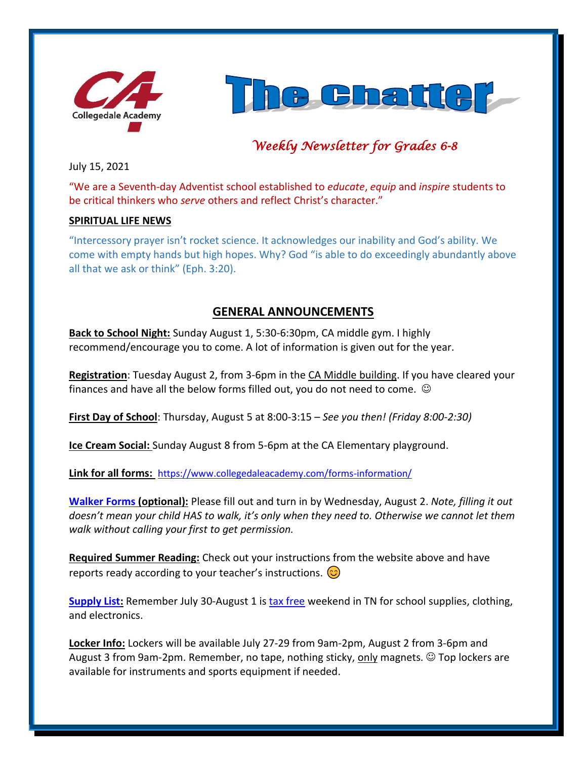# The Chatter

*Weekly Newsletter for Grades 6-8*

July 15, 2021

"We are a Seventh-day Adventist school established to *educate*, *equip* and *inspire* students to be critical thinkers who *serve* others and reflect Christ's character."

**SPIRITUAL LIFE NEWS**

"Intercessory prayer isn't rocket science. It acknowledges our inability and God's ability. We come with empty hands but high hopes. Why? God "is able to do exceedingly abundantly above all that we ask or think" (Eph. 3:20).

## GENERAL ANNOUNCEMENTS

**Back to School Night:** Sunday August 1, 5:30-6:30pm, CA middle gym. I highly recommend/encourage you to come. A lot of information is given out for the year.

**Registration**: Tuesday August 2, from 3-6pm in the CA Middle building. If you have cleared your finances and have all the below forms filled out, you do not need to come. ☺

**First Day of School**: Thursday, August 5 at 8:00-3:15 – *See you then! (Friday 8:00-2:30)*

**Ice Cream Social:** Sunday August 8 from 5-6pm at the CA Elementary playground.

**Link for all forms:** https://www.collegedaleacademy.com/forms-information/

**Walker Forms (optional):** Please fill out and turn in by Wednesday, August 2. *Note, filling it out doesn't mean your child HAS to walk, it's only when they need to. Otherwise we cannot let them walk without calling your first to get permission.*

**Required Summer Reading:** Check out your instructions from the website above and have reports ready according to your teacher's instructions. 😊

**Supply List:** Remember July 30-August 1 is tax free weekend in TN for school supplies, clothing, and electronics.

**Locker Info:** Lockers will be available July 27-29 from 9am-2pm, August 2 from 3-6pm and August 3 from 9am-2pm. Remember, no tape, nothing sticky, only magnets. ☺ Top lockers are available for instruments and sports equipment if needed.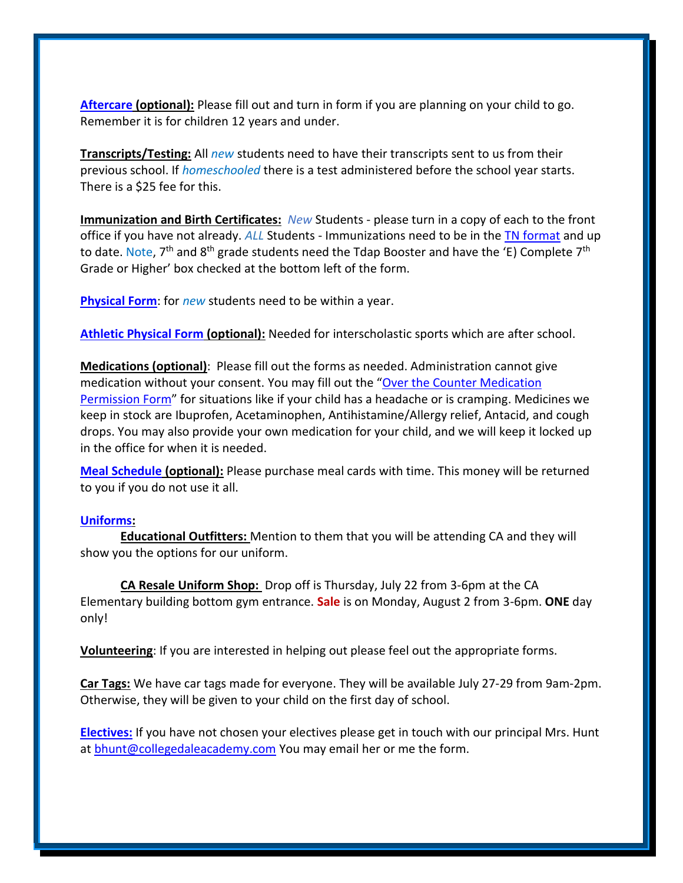**Aftercare (optional):** Please fill out and turn in form if you are planning on your child to go. Remember it is for children 12 years and under.

**Transcripts/Testing:** All *new* students need to have their transcripts sent to us from their previous school. If *homeschooled* there is a test administered before the school year starts. There is a $25 fee for this.

**Immunization and Birth Certificates:** *New* Students - please turn in a copy of each to the front office if you have not already. *ALL* Students - Immunizations need to be in the TN format and up to date. Note, 7th and 8th grade students need the Tdap Booster and have the 'E) Complete 7th Grade or Higher' box checked at the bottom left of the form.

**Physical Form**: for *new* students need to be within a year.

**Athletic Physical Form (optional):** Needed for interscholastic sports which are after school.

**Medications (optional)**: Please fill out the forms as needed. Administration cannot give medication without your consent. You may fill out the "Over the Counter Medication Permission Form" for situations like if your child has a headache or is cramping. Medicines we keep in stock are Ibuprofen, Acetaminophen, Antihistamine/Allergy relief, Antacid, and cough drops. You may also provide your own medication for your child, and we will keep it locked up in the office for when it is needed.

**Meal Schedule (optional):** Please purchase meal cards with time. This money will be returned to you if you do not use it all.

**Uniforms:**

**Educational Outfitters:** Mention to them that you will be attending CA and they will show you the options for our uniform.

**CA Resale Uniform Shop:** Drop off is Thursday, July 22 from 3-6pm at the CA Elementary building bottom gym entrance. **Sale** is on Monday, August 2 from 3-6pm. **ONE** day only!

**Volunteering**: If you are interested in helping out please feel out the appropriate forms.

**Car Tags:** We have car tags made for everyone. They will be available July 27-29 from 9am-2pm. Otherwise, they will be given to your child on the first day of school.

**Electives:** If you have not chosen your electives please get in touch with our principal Mrs. Hunt at bhunt@collegedaleacademy.com You may email her or me the form.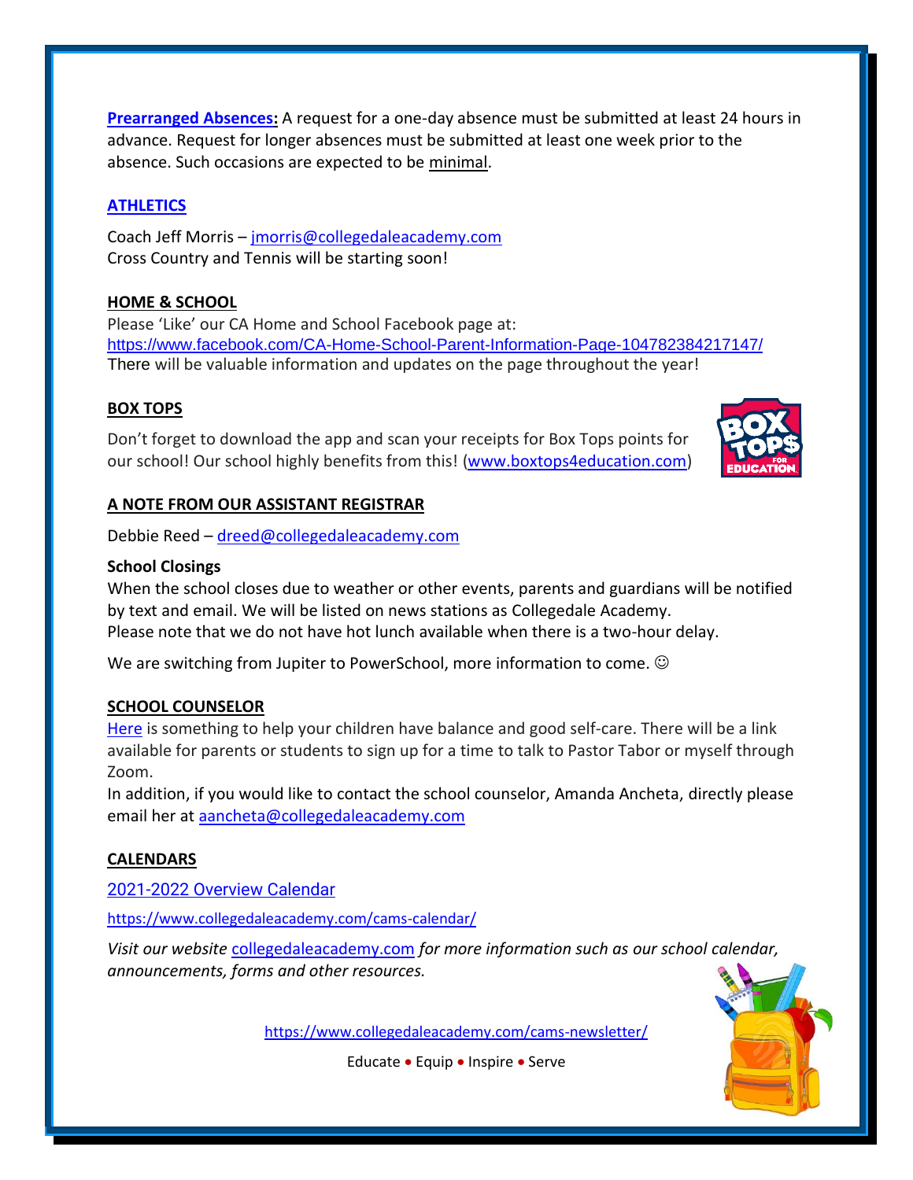**Prearranged Absences:** A request for a one-day absence must be submitted at least 24 hours in advance. Request for longer absences must be submitted at least one week prior to the absence. Such occasions are expected to be minimal.

## ATHLETICS

Coach Jeff Morris – jmorris@collegedaleacademy.com
Cross Country and Tennis will be starting soon!

## HOME & SCHOOL

Please 'Like' our CA Home and School Facebook page at:
https://www.facebook.com/CA-Home-School-Parent-Information-Page-104782384217147/
There will be valuable information and updates on the page throughout the year!

## BOX TOPS

Don't forget to download the app and scan your receipts for Box Tops points for our school! Our school highly benefits from this! (www.boxtops4education.com)

## A NOTE FROM OUR ASSISTANT REGISTRAR

Debbie Reed – dreed@collegedaleacademy.com

**School Closings**
When the school closes due to weather or other events, parents and guardians will be notified by text and email. We will be listed on news stations as Collegedale Academy.
Please note that we do not have hot lunch available when there is a two-hour delay.

We are switching from Jupiter to PowerSchool, more information to come. ☺

## SCHOOL COUNSELOR

Here is something to help your children have balance and good self-care. There will be a link available for parents or students to sign up for a time to talk to Pastor Tabor or myself through Zoom.
In addition, if you would like to contact the school counselor, Amanda Ancheta, directly please email her at aancheta@collegedaleacademy.com

## CALENDARS

2021-2022 Overview Calendar

https://www.collegedaleacademy.com/cams-calendar/

*Visit our website collegedaleacademy.com for more information such as our school calendar, announcements, forms and other resources.*

https://www.collegedaleacademy.com/cams-newsletter/

Educate • Equip • Inspire • Serve